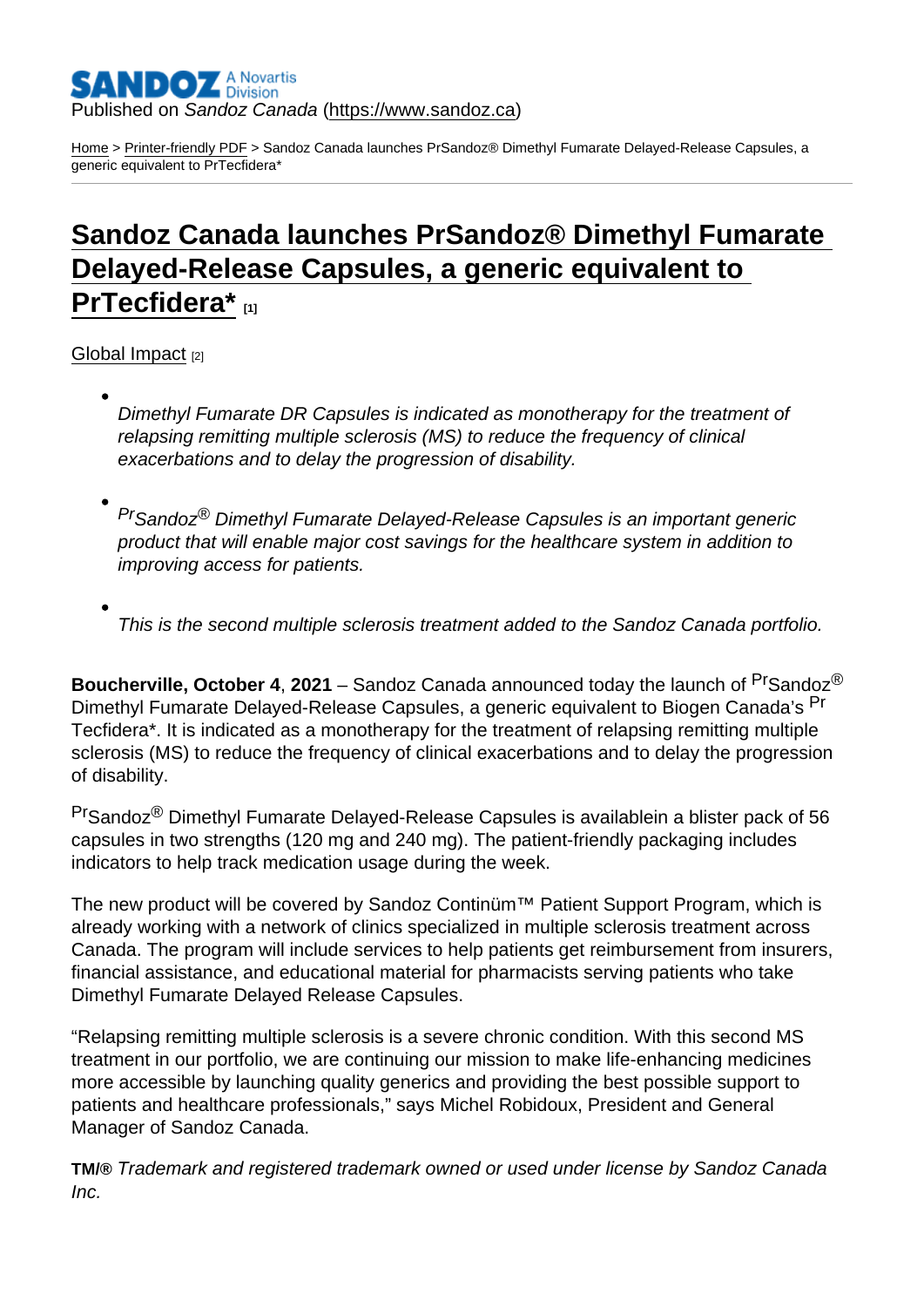Published on *Sandoz Canada* (https://www.sandoz.ca)

Home > Printer-friendly PDF > Sandoz Canada launches PrSandoz® Dimethyl Fumarate Delayed-Release Capsules, a generic equivalent to PrTecfidera*

# Sandoz Canada launches PrSandoz® Dimethyl Fumarate Delayed-Release Capsules, a generic equivalent to PrTecfidera* [1]

Global Impact [2]

- *Dimethyl Fumarate DR Capsules is indicated as monotherapy for the treatment of relapsing remitting multiple sclerosis (MS) to reduce the frequency of clinical exacerbations and to delay the progression of disability.*
- *PrSandoz® Dimethyl Fumarate Delayed-Release Capsules is an important generic product that will enable major cost savings for the healthcare system in addition to improving access for patients.*
- *This is the second multiple sclerosis treatment added to the Sandoz Canada portfolio.*

**Boucherville, October 4**, **2021** – Sandoz Canada announced today the launch of PrSandoz® Dimethyl Fumarate Delayed-Release Capsules, a generic equivalent to Biogen Canada's Pr Tecfidera*. It is indicated as a monotherapy for the treatment of relapsing remitting multiple sclerosis (MS) to reduce the frequency of clinical exacerbations and to delay the progression of disability.

PrSandoz® Dimethyl Fumarate Delayed-Release Capsules is availablein a blister pack of 56 capsules in two strengths (120 mg and 240 mg). The patient-friendly packaging includes indicators to help track medication usage during the week.

The new product will be covered by Sandoz Continüm™ Patient Support Program, which is already working with a network of clinics specialized in multiple sclerosis treatment across Canada. The program will include services to help patients get reimbursement from insurers, financial assistance, and educational material for pharmacists serving patients who take Dimethyl Fumarate Delayed Release Capsules.

"Relapsing remitting multiple sclerosis is a severe chronic condition. With this second MS treatment in our portfolio, we are continuing our mission to make life-enhancing medicines more accessible by launching quality generics and providing the best possible support to patients and healthcare professionals," says Michel Robidoux, President and General Manager of Sandoz Canada.

**TM/®** *Trademark and registered trademark owned or used under license by Sandoz Canada Inc.*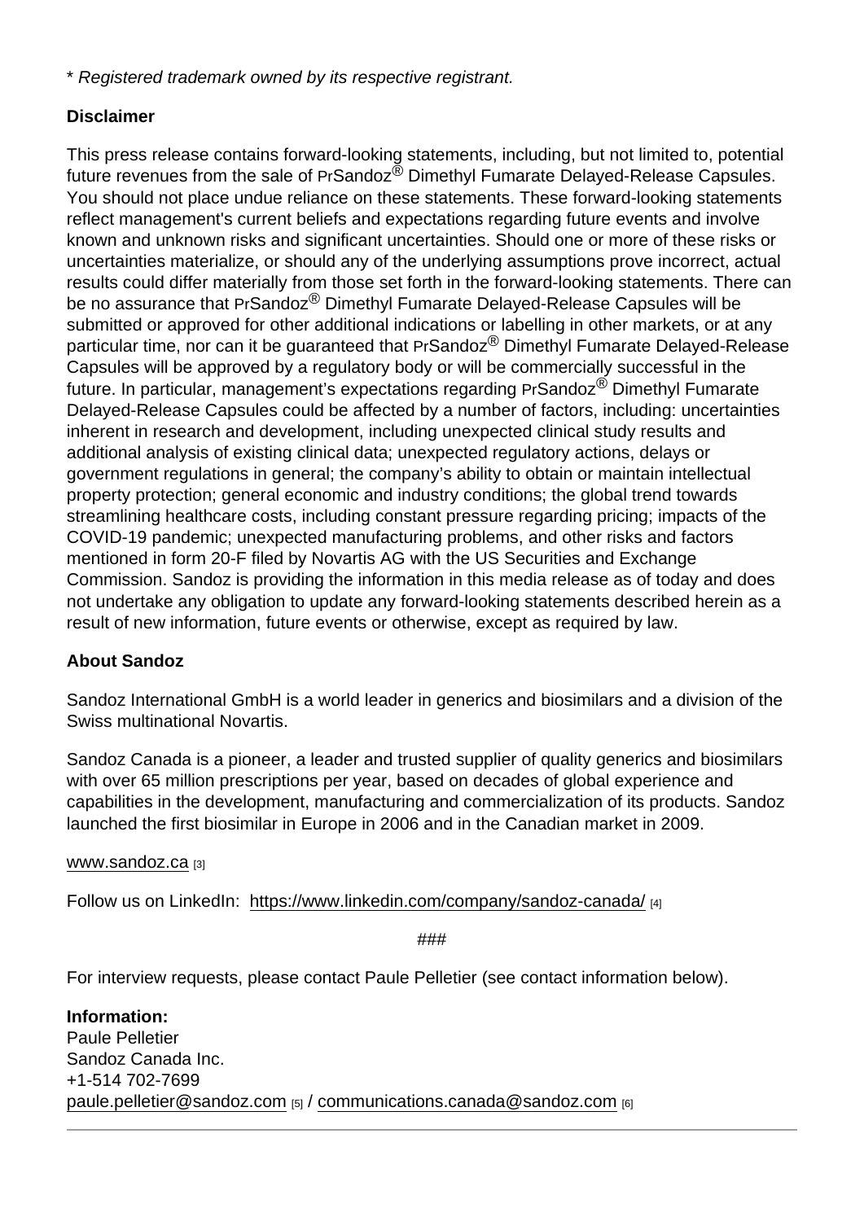* *Registered trademark owned by its respective registrant.*

**Disclaimer**

This press release contains forward-looking statements, including, but not limited to, potential future revenues from the sale of PrSandoz® Dimethyl Fumarate Delayed-Release Capsules. You should not place undue reliance on these statements. These forward-looking statements reflect management's current beliefs and expectations regarding future events and involve known and unknown risks and significant uncertainties. Should one or more of these risks or uncertainties materialize, or should any of the underlying assumptions prove incorrect, actual results could differ materially from those set forth in the forward-looking statements. There can be no assurance that PrSandoz® Dimethyl Fumarate Delayed-Release Capsules will be submitted or approved for other additional indications or labelling in other markets, or at any particular time, nor can it be guaranteed that PrSandoz® Dimethyl Fumarate Delayed-Release Capsules will be approved by a regulatory body or will be commercially successful in the future. In particular, management's expectations regarding PrSandoz® Dimethyl Fumarate Delayed-Release Capsules could be affected by a number of factors, including: uncertainties inherent in research and development, including unexpected clinical study results and additional analysis of existing clinical data; unexpected regulatory actions, delays or government regulations in general; the company's ability to obtain or maintain intellectual property protection; general economic and industry conditions; the global trend towards streamlining healthcare costs, including constant pressure regarding pricing; impacts of the COVID-19 pandemic; unexpected manufacturing problems, and other risks and factors mentioned in form 20-F filed by Novartis AG with the US Securities and Exchange Commission. Sandoz is providing the information in this media release as of today and does not undertake any obligation to update any forward-looking statements described herein as a result of new information, future events or otherwise, except as required by law.

**About Sandoz**

Sandoz International GmbH is a world leader in generics and biosimilars and a division of the Swiss multinational Novartis.

Sandoz Canada is a pioneer, a leader and trusted supplier of quality generics and biosimilars with over 65 million prescriptions per year, based on decades of global experience and capabilities in the development, manufacturing and commercialization of its products. Sandoz launched the first biosimilar in Europe in 2006 and in the Canadian market in 2009.

www.sandoz.ca [3]

Follow us on LinkedIn: https://www.linkedin.com/company/sandoz-canada/ [4]

###

For interview requests, please contact Paule Pelletier (see contact information below).

**Information:**
Paule Pelletier
Sandoz Canada Inc.
+1-514 702-7699
paule.pelletier@sandoz.com [5] / communications.canada@sandoz.com [6]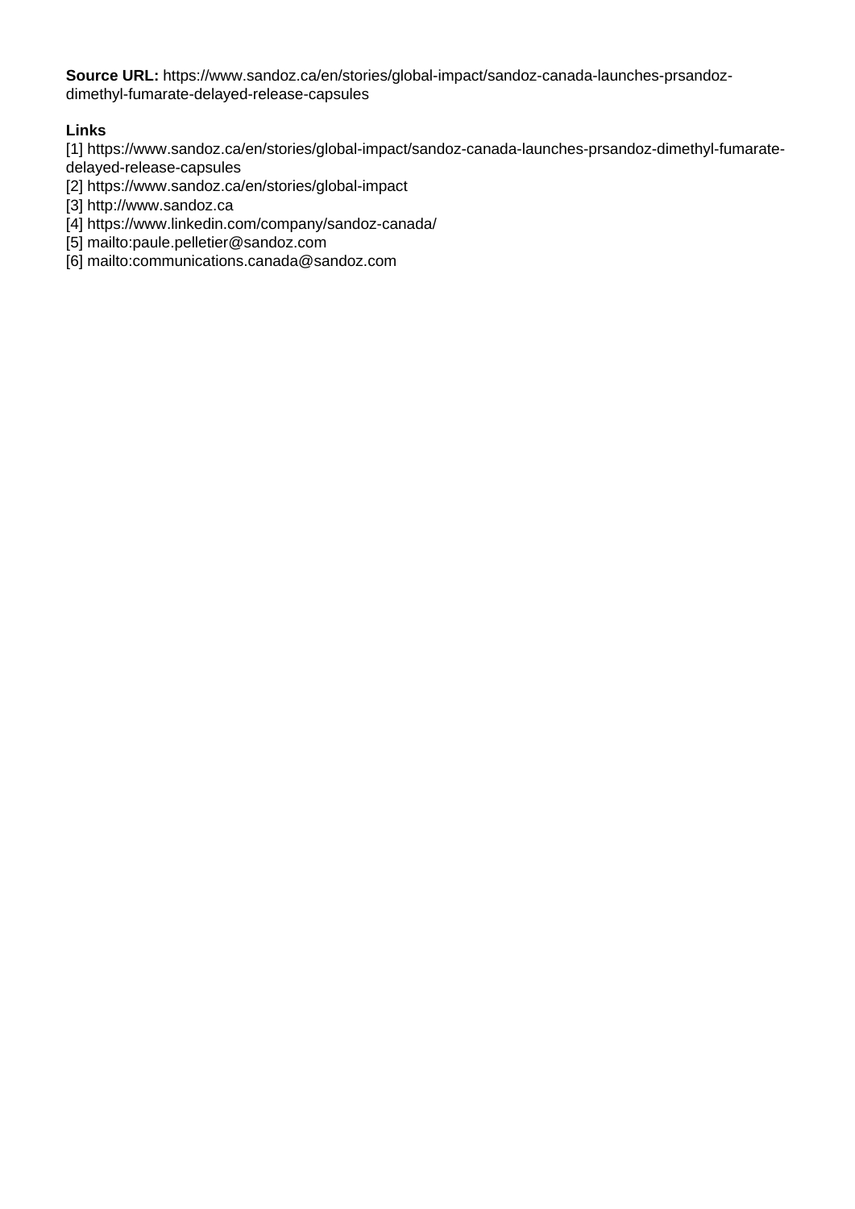**Source URL:** https://www.sandoz.ca/en/stories/global-impact/sandoz-canada-launches-prsandoz-dimethyl-fumarate-delayed-release-capsules

**Links**

[1] https://www.sandoz.ca/en/stories/global-impact/sandoz-canada-launches-prsandoz-dimethyl-fumarate-delayed-release-capsules
[2] https://www.sandoz.ca/en/stories/global-impact
[3] http://www.sandoz.ca
[4] https://www.linkedin.com/company/sandoz-canada/
[5] mailto:paule.pelletier@sandoz.com
[6] mailto:communications.canada@sandoz.com